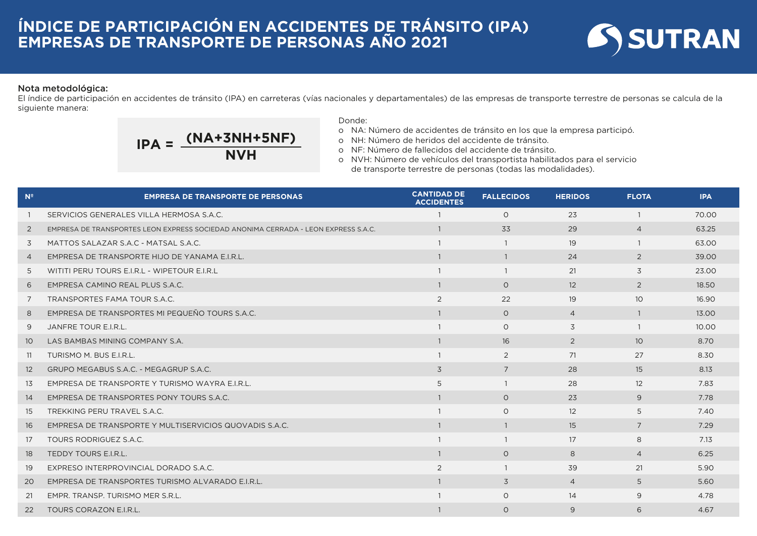# ÍNDICE DE PARTICIPACIÓN EN ACCIDENTES DE TRÁNSITO (IPA) EMPRESAS DE TRANSPORTE DE PERSONAS AÑO 2021

SUTRAN

**Nota metodológica:**

El índice de participación en accidentes de tránsito (IPA) en carreteras (vías nacionales y departamentales) de las empresas de transporte terrestre de personas se calcula de la siguiente manera:

$$IPA = \frac{(NA+3NH+5NF)}{NVH}$$

Donde:

- NA: Número de accidentes de tránsito en los que la empresa participó.
- NH: Número de heridos del accidente de tránsito.
- NF: Número de fallecidos del accidente de tránsito.
- NVH: Número de vehículos del transportista habilitados para el servicio de transporte terrestre de personas (todas las modalidades).

| Nº | EMPRESA DE TRANSPORTE DE PERSONAS | CANTIDAD DE ACCIDENTES | FALLECIDOS | HERIDOS | FLOTA | IPA |
|---|---|---|---|---|---|---|
| 1 | SERVICIOS GENERALES VILLA HERMOSA S.A.C. | 1 | 0 | 23 | 1 | 70.00 |
| 2 | EMPRESA DE TRANSPORTES LEON EXPRESS SOCIEDAD ANONIMA CERRADA - LEON EXPRESS S.A.C. | 1 | 33 | 29 | 4 | 63.25 |
| 3 | MATTOS SALAZAR S.A.C - MATSAL S.A.C. | 1 | 1 | 19 | 1 | 63.00 |
| 4 | EMPRESA DE TRANSPORTE HIJO DE YANAMA E.I.R.L. | 1 | 1 | 24 | 2 | 39.00 |
| 5 | WITITI PERU TOURS E.I.R.L - WIPETOUR E.I.R.L | 1 | 1 | 21 | 3 | 23.00 |
| 6 | EMPRESA CAMINO REAL PLUS S.A.C. | 1 | 0 | 12 | 2 | 18.50 |
| 7 | TRANSPORTES FAMA TOUR S.A.C. | 2 | 22 | 19 | 10 | 16.90 |
| 8 | EMPRESA DE TRANSPORTES MI PEQUEÑO TOURS S.A.C. | 1 | 0 | 4 | 1 | 13.00 |
| 9 | JANFRE TOUR E.I.R.L. | 1 | 0 | 3 | 1 | 10.00 |
| 10 | LAS BAMBAS MINING COMPANY S.A. | 1 | 16 | 2 | 10 | 8.70 |
| 11 | TURISMO M. BUS E.I.R.L. | 1 | 2 | 71 | 27 | 8.30 |
| 12 | GRUPO MEGABUS S.A.C. - MEGAGRUP S.A.C. | 3 | 7 | 28 | 15 | 8.13 |
| 13 | EMPRESA DE TRANSPORTE Y TURISMO WAYRA E.I.R.L. | 5 | 1 | 28 | 12 | 7.83 |
| 14 | EMPRESA DE TRANSPORTES PONY TOURS S.A.C. | 1 | 0 | 23 | 9 | 7.78 |
| 15 | TREKKING PERU TRAVEL S.A.C. | 1 | 0 | 12 | 5 | 7.40 |
| 16 | EMPRESA DE TRANSPORTE Y MULTISERVICIOS QUOVADIS S.A.C. | 1 | 1 | 15 | 7 | 7.29 |
| 17 | TOURS RODRIGUEZ S.A.C. | 1 | 1 | 17 | 8 | 7.13 |
| 18 | TEDDY TOURS E.I.R.L. | 1 | 0 | 8 | 4 | 6.25 |
| 19 | EXPRESO INTERPROVINCIAL DORADO S.A.C. | 2 | 1 | 39 | 21 | 5.90 |
| 20 | EMPRESA DE TRANSPORTES TURISMO ALVARADO E.I.R.L. | 1 | 3 | 4 | 5 | 5.60 |
| 21 | EMPR. TRANSP. TURISMO MER S.R.L. | 1 | 0 | 14 | 9 | 4.78 |
| 22 | TOURS CORAZON E.I.R.L. | 1 | 0 | 9 | 6 | 4.67 |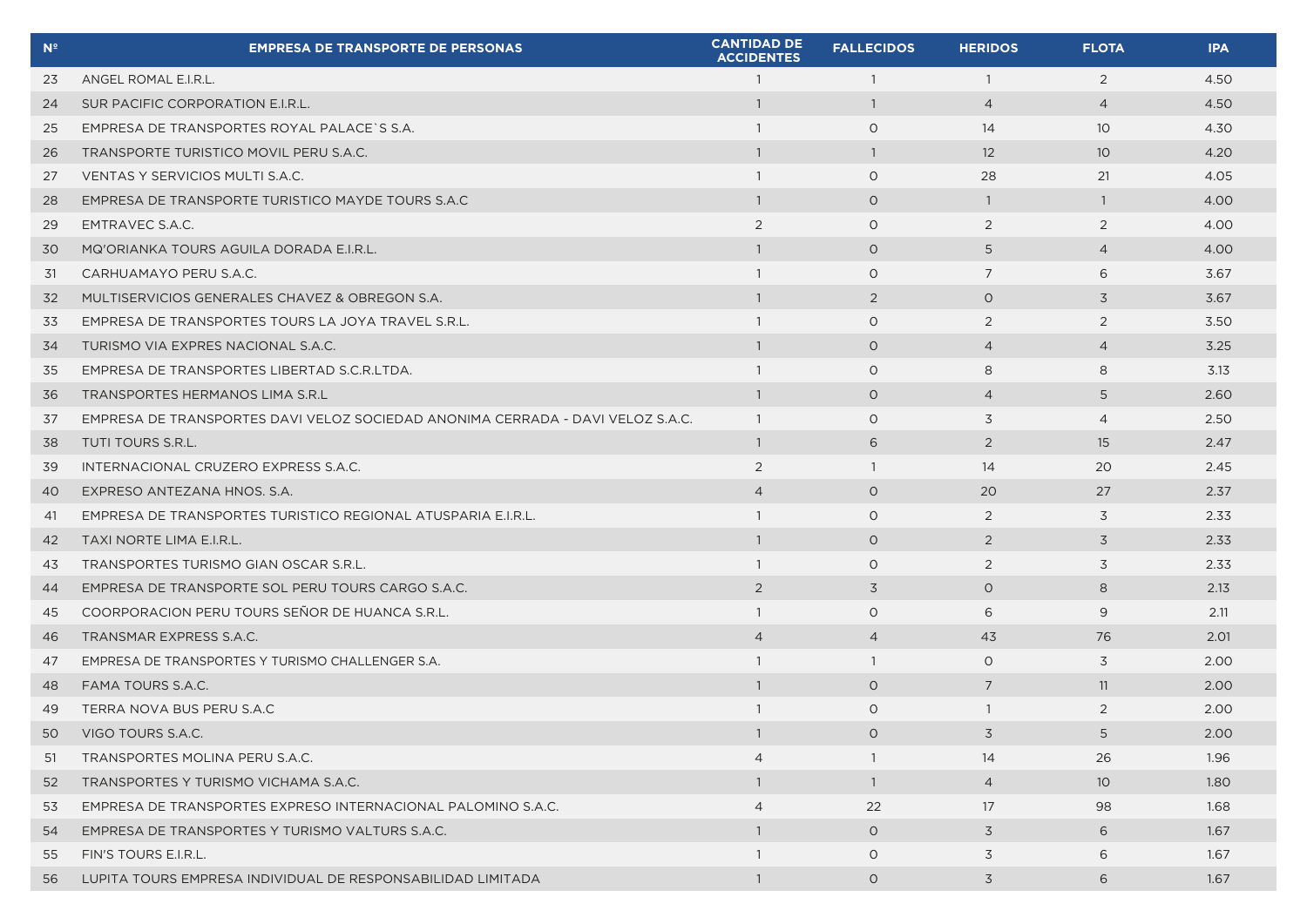| Nº | EMPRESA DE TRANSPORTE DE PERSONAS | CANTIDAD DE ACCIDENTES | FALLECIDOS | HERIDOS | FLOTA | IPA |
|---|---|---|---|---|---|---|
| 23 | ANGEL ROMAL E.I.R.L. | 1 | 1 | 1 | 2 | 4.50 |
| 24 | SUR PACIFIC CORPORATION E.I.R.L. | 1 | 1 | 4 | 4 | 4.50 |
| 25 | EMPRESA DE TRANSPORTES ROYAL PALACE`S S.A. | 1 | 0 | 14 | 10 | 4.30 |
| 26 | TRANSPORTE TURISTICO MOVIL PERU S.A.C. | 1 | 1 | 12 | 10 | 4.20 |
| 27 | VENTAS Y SERVICIOS MULTI S.A.C. | 1 | 0 | 28 | 21 | 4.05 |
| 28 | EMPRESA DE TRANSPORTE TURISTICO MAYDE TOURS S.A.C | 1 | 0 | 1 | 1 | 4.00 |
| 29 | EMTRAVEC S.A.C. | 2 | 0 | 2 | 2 | 4.00 |
| 30 | MQ'ORIANKA TOURS AGUILA DORADA E.I.R.L. | 1 | 0 | 5 | 4 | 4.00 |
| 31 | CARHUAMAYO PERU S.A.C. | 1 | 0 | 7 | 6 | 3.67 |
| 32 | MULTISERVICIOS GENERALES CHAVEZ & OBREGON S.A. | 1 | 2 | 0 | 3 | 3.67 |
| 33 | EMPRESA DE TRANSPORTES TOURS LA JOYA TRAVEL S.R.L. | 1 | 0 | 2 | 2 | 3.50 |
| 34 | TURISMO VIA EXPRES NACIONAL S.A.C. | 1 | 0 | 4 | 4 | 3.25 |
| 35 | EMPRESA DE TRANSPORTES LIBERTAD S.C.R.LTDA. | 1 | 0 | 8 | 8 | 3.13 |
| 36 | TRANSPORTES HERMANOS LIMA S.R.L | 1 | 0 | 4 | 5 | 2.60 |
| 37 | EMPRESA DE TRANSPORTES DAVI VELOZ SOCIEDAD ANONIMA CERRADA - DAVI VELOZ S.A.C. | 1 | 0 | 3 | 4 | 2.50 |
| 38 | TUTI TOURS S.R.L. | 1 | 6 | 2 | 15 | 2.47 |
| 39 | INTERNACIONAL CRUZERO EXPRESS S.A.C. | 2 | 1 | 14 | 20 | 2.45 |
| 40 | EXPRESO ANTEZANA HNOS. S.A. | 4 | 0 | 20 | 27 | 2.37 |
| 41 | EMPRESA DE TRANSPORTES TURISTICO REGIONAL ATUSPARIA E.I.R.L. | 1 | 0 | 2 | 3 | 2.33 |
| 42 | TAXI NORTE LIMA E.I.R.L. | 1 | 0 | 2 | 3 | 2.33 |
| 43 | TRANSPORTES TURISMO GIAN OSCAR S.R.L. | 1 | 0 | 2 | 3 | 2.33 |
| 44 | EMPRESA DE TRANSPORTE SOL PERU TOURS CARGO S.A.C. | 2 | 3 | 0 | 8 | 2.13 |
| 45 | COORPORACION PERU TOURS SEÑOR DE HUANCA S.R.L. | 1 | 0 | 6 | 9 | 2.11 |
| 46 | TRANSMAR EXPRESS S.A.C. | 4 | 4 | 43 | 76 | 2.01 |
| 47 | EMPRESA DE TRANSPORTES Y TURISMO CHALLENGER S.A. | 1 | 1 | 0 | 3 | 2.00 |
| 48 | FAMA TOURS S.A.C. | 1 | 0 | 7 | 11 | 2.00 |
| 49 | TERRA NOVA BUS PERU S.A.C | 1 | 0 | 1 | 2 | 2.00 |
| 50 | VIGO TOURS S.A.C. | 1 | 0 | 3 | 5 | 2.00 |
| 51 | TRANSPORTES MOLINA PERU S.A.C. | 4 | 1 | 14 | 26 | 1.96 |
| 52 | TRANSPORTES Y TURISMO VICHAMA S.A.C. | 1 | 1 | 4 | 10 | 1.80 |
| 53 | EMPRESA DE TRANSPORTES EXPRESO INTERNACIONAL PALOMINO S.A.C. | 4 | 22 | 17 | 98 | 1.68 |
| 54 | EMPRESA DE TRANSPORTES Y TURISMO VALTURS S.A.C. | 1 | 0 | 3 | 6 | 1.67 |
| 55 | FIN'S TOURS E.I.R.L. | 1 | 0 | 3 | 6 | 1.67 |
| 56 | LUPITA TOURS EMPRESA INDIVIDUAL DE RESPONSABILIDAD LIMITADA | 1 | 0 | 3 | 6 | 1.67 |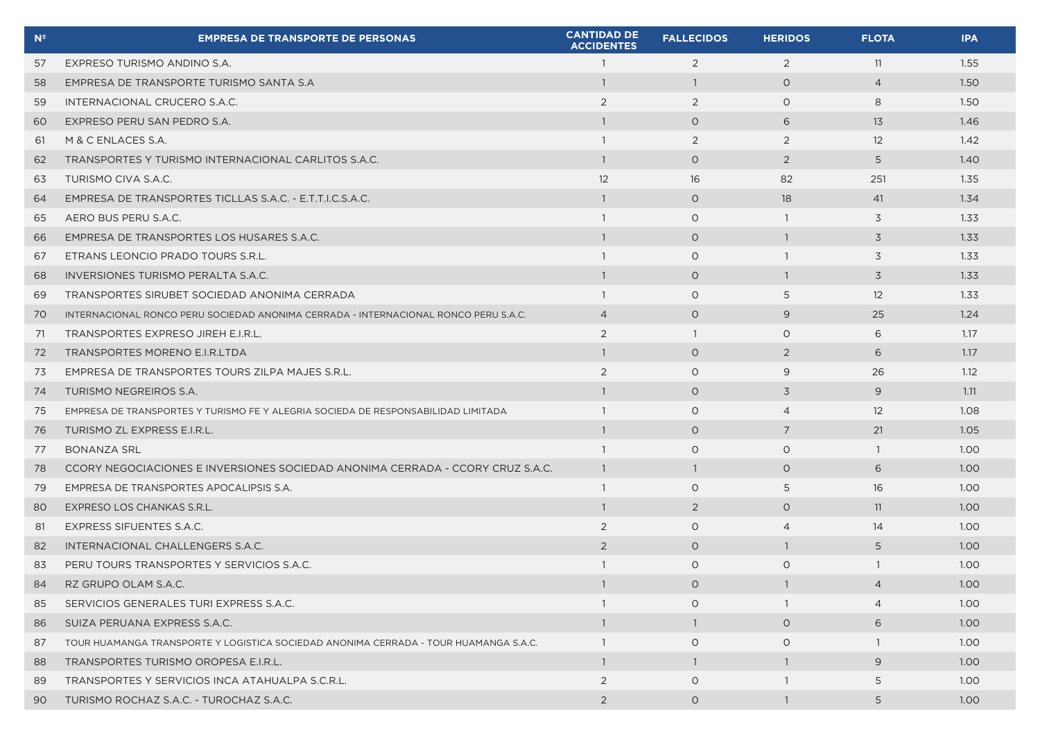| Nº | EMPRESA DE TRANSPORTE DE PERSONAS | CANTIDAD DE ACCIDENTES | FALLECIDOS | HERIDOS | FLOTA | IPA |
|---|---|---|---|---|---|---|
| 57 | EXPRESO TURISMO ANDINO S.A. | 1 | 2 | 2 | 11 | 1.55 |
| 58 | EMPRESA DE TRANSPORTE TURISMO SANTA S.A | 1 | 1 | 0 | 4 | 1.50 |
| 59 | INTERNACIONAL CRUCERO S.A.C. | 2 | 2 | 0 | 8 | 1.50 |
| 60 | EXPRESO PERU SAN PEDRO S.A. | 1 | 0 | 6 | 13 | 1.46 |
| 61 | M & C ENLACES S.A. | 1 | 2 | 2 | 12 | 1.42 |
| 62 | TRANSPORTES Y TURISMO INTERNACIONAL CARLITOS S.A.C. | 1 | 0 | 2 | 5 | 1.40 |
| 63 | TURISMO CIVA S.A.C. | 12 | 16 | 82 | 251 | 1.35 |
| 64 | EMPRESA DE TRANSPORTES TICLLAS S.A.C. - E.T.T.I.C.S.A.C. | 1 | 0 | 18 | 41 | 1.34 |
| 65 | AERO BUS PERU S.A.C. | 1 | 0 | 1 | 3 | 1.33 |
| 66 | EMPRESA DE TRANSPORTES LOS HUSARES S.A.C. | 1 | 0 | 1 | 3 | 1.33 |
| 67 | ETRANS LEONCIO PRADO TOURS S.R.L. | 1 | 0 | 1 | 3 | 1.33 |
| 68 | INVERSIONES TURISMO PERALTA S.A.C. | 1 | 0 | 1 | 3 | 1.33 |
| 69 | TRANSPORTES SIRUBET SOCIEDAD ANONIMA CERRADA | 1 | 0 | 5 | 12 | 1.33 |
| 70 | INTERNACIONAL RONCO PERU SOCIEDAD ANONIMA CERRADA - INTERNACIONAL RONCO PERU S.A.C. | 4 | 0 | 9 | 25 | 1.24 |
| 71 | TRANSPORTES EXPRESO JIREH E.I.R.L. | 2 | 1 | 0 | 6 | 1.17 |
| 72 | TRANSPORTES MORENO E.I.R.LTDA | 1 | 0 | 2 | 6 | 1.17 |
| 73 | EMPRESA DE TRANSPORTES TOURS ZILPA MAJES S.R.L. | 2 | 0 | 9 | 26 | 1.12 |
| 74 | TURISMO NEGREIROS S.A. | 1 | 0 | 3 | 9 | 1.11 |
| 75 | EMPRESA DE TRANSPORTES Y TURISMO FE Y ALEGRIA SOCIEDA DE RESPONSABILIDAD LIMITADA | 1 | 0 | 4 | 12 | 1.08 |
| 76 | TURISMO ZL EXPRESS E.I.R.L. | 1 | 0 | 7 | 21 | 1.05 |
| 77 | BONANZA SRL | 1 | 0 | 0 | 1 | 1.00 |
| 78 | CCORY NEGOCIACIONES E INVERSIONES SOCIEDAD ANONIMA CERRADA - CCORY CRUZ S.A.C. | 1 | 1 | 0 | 6 | 1.00 |
| 79 | EMPRESA DE TRANSPORTES APOCALIPSIS S.A. | 1 | 0 | 5 | 16 | 1.00 |
| 80 | EXPRESO LOS CHANKAS S.R.L. | 1 | 2 | 0 | 11 | 1.00 |
| 81 | EXPRESS SIFUENTES S.A.C. | 2 | 0 | 4 | 14 | 1.00 |
| 82 | INTERNACIONAL CHALLENGERS S.A.C. | 2 | 0 | 1 | 5 | 1.00 |
| 83 | PERU TOURS TRANSPORTES Y SERVICIOS S.A.C. | 1 | 0 | 0 | 1 | 1.00 |
| 84 | RZ GRUPO OLAM S.A.C. | 1 | 0 | 1 | 4 | 1.00 |
| 85 | SERVICIOS GENERALES TURI EXPRESS S.A.C. | 1 | 0 | 1 | 4 | 1.00 |
| 86 | SUIZA PERUANA EXPRESS S.A.C. | 1 | 1 | 0 | 6 | 1.00 |
| 87 | TOUR HUAMANGA TRANSPORTE Y LOGISTICA SOCIEDAD ANONIMA CERRADA - TOUR HUAMANGA S.A.C. | 1 | 0 | 0 | 1 | 1.00 |
| 88 | TRANSPORTES TURISMO OROPESA E.I.R.L. | 1 | 1 | 1 | 9 | 1.00 |
| 89 | TRANSPORTES Y SERVICIOS INCA ATAHUALPA S.C.R.L. | 2 | 0 | 1 | 5 | 1.00 |
| 90 | TURISMO ROCHAZ S.A.C. - TUROCHAZ S.A.C. | 2 | 0 | 1 | 5 | 1.00 |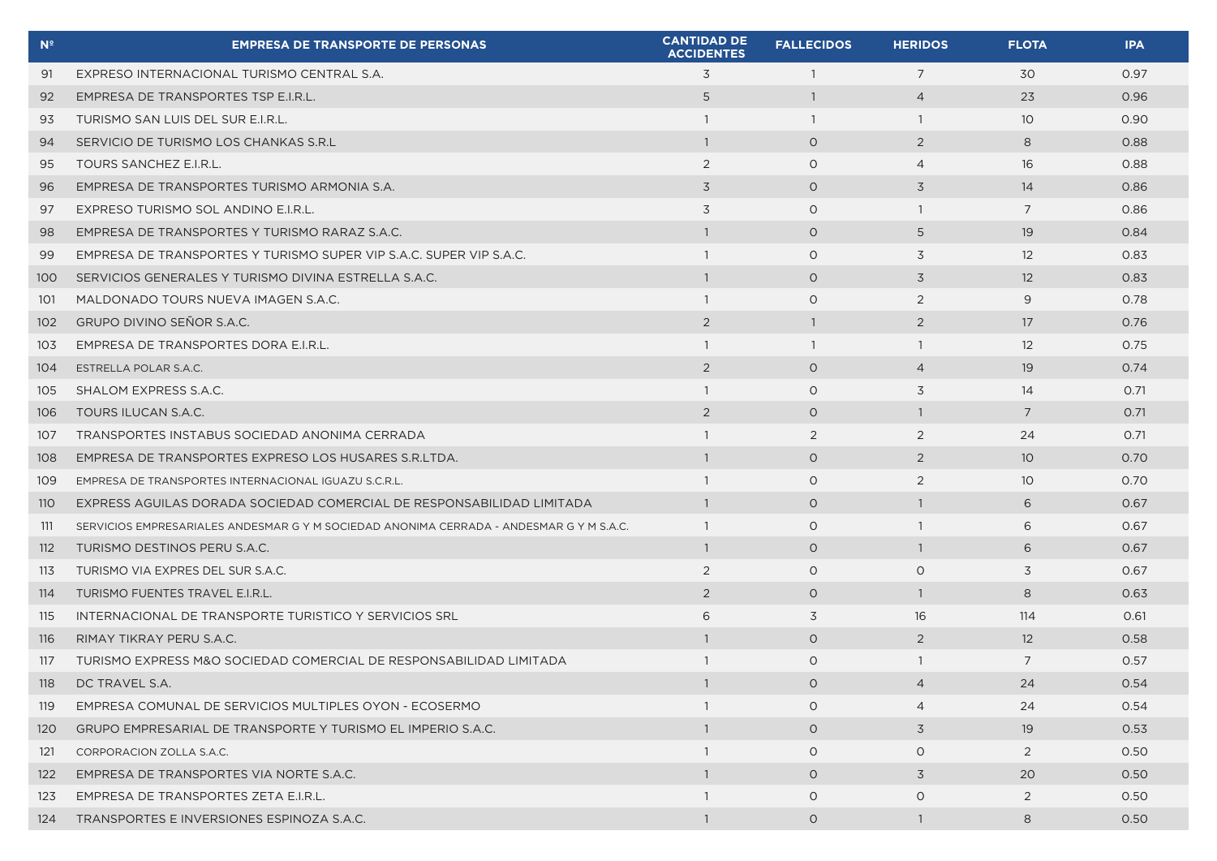| Nº | EMPRESA DE TRANSPORTE DE PERSONAS | CANTIDAD DE ACCIDENTES | FALLECIDOS | HERIDOS | FLOTA | IPA |
|---|---|---|---|---|---|---|
| 91 | EXPRESO INTERNACIONAL TURISMO CENTRAL S.A. | 3 | 1 | 7 | 30 | 0.97 |
| 92 | EMPRESA DE TRANSPORTES TSP E.I.R.L. | 5 | 1 | 4 | 23 | 0.96 |
| 93 | TURISMO SAN LUIS DEL SUR E.I.R.L. | 1 | 1 | 1 | 10 | 0.90 |
| 94 | SERVICIO DE TURISMO LOS CHANKAS S.R.L | 1 | 0 | 2 | 8 | 0.88 |
| 95 | TOURS SANCHEZ E.I.R.L. | 2 | 0 | 4 | 16 | 0.88 |
| 96 | EMPRESA DE TRANSPORTES TURISMO ARMONIA S.A. | 3 | 0 | 3 | 14 | 0.86 |
| 97 | EXPRESO TURISMO SOL ANDINO E.I.R.L. | 3 | 0 | 1 | 7 | 0.86 |
| 98 | EMPRESA DE TRANSPORTES Y TURISMO RARAZ S.A.C. | 1 | 0 | 5 | 19 | 0.84 |
| 99 | EMPRESA DE TRANSPORTES Y TURISMO SUPER VIP S.A.C. SUPER VIP S.A.C. | 1 | 0 | 3 | 12 | 0.83 |
| 100 | SERVICIOS GENERALES Y TURISMO DIVINA ESTRELLA S.A.C. | 1 | 0 | 3 | 12 | 0.83 |
| 101 | MALDONADO TOURS NUEVA IMAGEN S.A.C. | 1 | 0 | 2 | 9 | 0.78 |
| 102 | GRUPO DIVINO SEÑOR S.A.C. | 2 | 1 | 2 | 17 | 0.76 |
| 103 | EMPRESA DE TRANSPORTES DORA E.I.R.L. | 1 | 1 | 1 | 12 | 0.75 |
| 104 | ESTRELLA POLAR S.A.C. | 2 | 0 | 4 | 19 | 0.74 |
| 105 | SHALOM EXPRESS S.A.C. | 1 | 0 | 3 | 14 | 0.71 |
| 106 | TOURS ILUCAN S.A.C. | 2 | 0 | 1 | 7 | 0.71 |
| 107 | TRANSPORTES INSTABUS SOCIEDAD ANONIMA CERRADA | 1 | 2 | 2 | 24 | 0.71 |
| 108 | EMPRESA DE TRANSPORTES EXPRESO LOS HUSARES S.R.LTDA. | 1 | 0 | 2 | 10 | 0.70 |
| 109 | EMPRESA DE TRANSPORTES INTERNACIONAL IGUAZU S.C.R.L. | 1 | 0 | 2 | 10 | 0.70 |
| 110 | EXPRESS AGUILAS DORADA SOCIEDAD COMERCIAL DE RESPONSABILIDAD LIMITADA | 1 | 0 | 1 | 6 | 0.67 |
| 111 | SERVICIOS EMPRESARIALES ANDESMAR G Y M SOCIEDAD ANONIMA CERRADA - ANDESMAR G Y M S.A.C. | 1 | 0 | 1 | 6 | 0.67 |
| 112 | TURISMO DESTINOS PERU S.A.C. | 1 | 0 | 1 | 6 | 0.67 |
| 113 | TURISMO VIA EXPRES DEL SUR S.A.C. | 2 | 0 | 0 | 3 | 0.67 |
| 114 | TURISMO FUENTES TRAVEL E.I.R.L. | 2 | 0 | 1 | 8 | 0.63 |
| 115 | INTERNACIONAL DE TRANSPORTE TURISTICO Y SERVICIOS SRL | 6 | 3 | 16 | 114 | 0.61 |
| 116 | RIMAY TIKRAY PERU S.A.C. | 1 | 0 | 2 | 12 | 0.58 |
| 117 | TURISMO EXPRESS M&O SOCIEDAD COMERCIAL DE RESPONSABILIDAD LIMITADA | 1 | 0 | 1 | 7 | 0.57 |
| 118 | DC TRAVEL S.A. | 1 | 0 | 4 | 24 | 0.54 |
| 119 | EMPRESA COMUNAL DE SERVICIOS MULTIPLES OYON - ECOSERMO | 1 | 0 | 4 | 24 | 0.54 |
| 120 | GRUPO EMPRESARIAL DE TRANSPORTE Y TURISMO EL IMPERIO S.A.C. | 1 | 0 | 3 | 19 | 0.53 |
| 121 | CORPORACION ZOLLA S.A.C. | 1 | 0 | 0 | 2 | 0.50 |
| 122 | EMPRESA DE TRANSPORTES VIA NORTE S.A.C. | 1 | 0 | 3 | 20 | 0.50 |
| 123 | EMPRESA DE TRANSPORTES ZETA E.I.R.L. | 1 | 0 | 0 | 2 | 0.50 |
| 124 | TRANSPORTES E INVERSIONES ESPINOZA S.A.C. | 1 | 0 | 1 | 8 | 0.50 |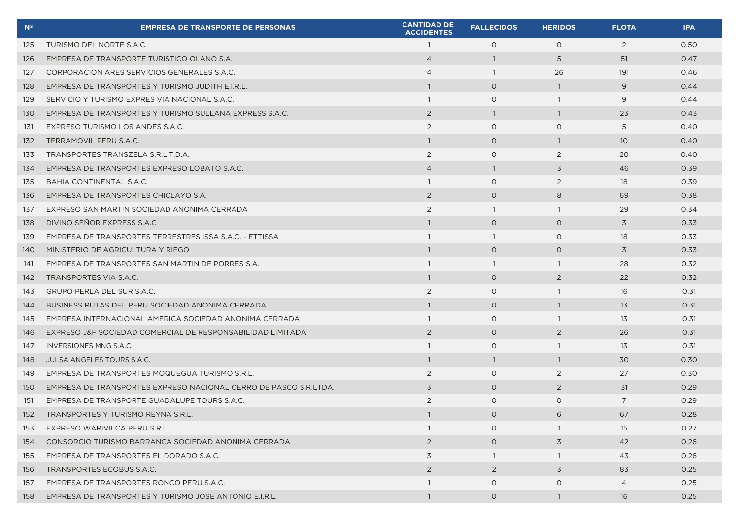| Nº | EMPRESA DE TRANSPORTE DE PERSONAS | CANTIDAD DE ACCIDENTES | FALLECIDOS | HERIDOS | FLOTA | IPA |
|---|---|---|---|---|---|---|
| 125 | TURISMO DEL NORTE S.A.C. | 1 | 0 | 0 | 2 | 0.50 |
| 126 | EMPRESA DE TRANSPORTE TURISTICO OLANO S.A. | 4 | 1 | 5 | 51 | 0.47 |
| 127 | CORPORACION ARES SERVICIOS GENERALES S.A.C. | 4 | 1 | 26 | 191 | 0.46 |
| 128 | EMPRESA DE TRANSPORTES Y TURISMO JUDITH E.I.R.L. | 1 | 0 | 1 | 9 | 0.44 |
| 129 | SERVICIO Y TURISMO EXPRES VIA NACIONAL S.A.C. | 1 | 0 | 1 | 9 | 0.44 |
| 130 | EMPRESA DE TRANSPORTES Y TURISMO SULLANA EXPRESS S.A.C. | 2 | 1 | 1 | 23 | 0.43 |
| 131 | EXPRESO TURISMO LOS ANDES S.A.C. | 2 | 0 | 0 | 5 | 0.40 |
| 132 | TERRAMOVIL PERU S.A.C. | 1 | 0 | 1 | 10 | 0.40 |
| 133 | TRANSPORTES TRANSZELA S.R.L.T.D.A. | 2 | 0 | 2 | 20 | 0.40 |
| 134 | EMPRESA DE TRANSPORTES EXPRESO LOBATO S.A.C. | 4 | 1 | 3 | 46 | 0.39 |
| 135 | BAHIA CONTINENTAL S.A.C. | 1 | 0 | 2 | 18 | 0.39 |
| 136 | EMPRESA DE TRANSPORTES CHICLAYO S.A. | 2 | 0 | 8 | 69 | 0.38 |
| 137 | EXPRESO SAN MARTIN SOCIEDAD ANONIMA CERRADA | 2 | 1 | 1 | 29 | 0.34 |
| 138 | DIVINO SEÑOR EXPRESS S.A.C | 1 | 0 | 0 | 3 | 0.33 |
| 139 | EMPRESA DE TRANSPORTES TERRESTRES ISSA S.A.C. - ETTISSA | 1 | 1 | 0 | 18 | 0.33 |
| 140 | MINISTERIO DE AGRICULTURA Y RIEGO | 1 | 0 | 0 | 3 | 0.33 |
| 141 | EMPRESA DE TRANSPORTES SAN MARTIN DE PORRES S.A. | 1 | 1 | 1 | 28 | 0.32 |
| 142 | TRANSPORTES VIA S.A.C. | 1 | 0 | 2 | 22 | 0.32 |
| 143 | GRUPO PERLA DEL SUR S.A.C. | 2 | 0 | 1 | 16 | 0.31 |
| 144 | BUSINESS RUTAS DEL PERU SOCIEDAD ANONIMA CERRADA | 1 | 0 | 1 | 13 | 0.31 |
| 145 | EMPRESA INTERNACIONAL AMERICA SOCIEDAD ANONIMA CERRADA | 1 | 0 | 1 | 13 | 0.31 |
| 146 | EXPRESO J&F SOCIEDAD COMERCIAL DE RESPONSABILIDAD LIMITADA | 2 | 0 | 2 | 26 | 0.31 |
| 147 | INVERSIONES MNG S.A.C. | 1 | 0 | 1 | 13 | 0.31 |
| 148 | JULSA ANGELES TOURS S.A.C. | 1 | 1 | 1 | 30 | 0.30 |
| 149 | EMPRESA DE TRANSPORTES MOQUEGUA TURISMO S.R.L. | 2 | 0 | 2 | 27 | 0.30 |
| 150 | EMPRESA DE TRANSPORTES EXPRESO NACIONAL CERRO DE PASCO S.R.LTDA. | 3 | 0 | 2 | 31 | 0.29 |
| 151 | EMPRESA DE TRANSPORTE GUADALUPE TOURS S.A.C. | 2 | 0 | 0 | 7 | 0.29 |
| 152 | TRANSPORTES Y TURISMO REYNA S.R.L. | 1 | 0 | 6 | 67 | 0.28 |
| 153 | EXPRESO WARIVILCA PERU S.R.L. | 1 | 0 | 1 | 15 | 0.27 |
| 154 | CONSORCIO TURISMO BARRANCA SOCIEDAD ANONIMA CERRADA | 2 | 0 | 3 | 42 | 0.26 |
| 155 | EMPRESA DE TRANSPORTES EL DORADO S.A.C. | 3 | 1 | 1 | 43 | 0.26 |
| 156 | TRANSPORTES ECOBUS S.A.C. | 2 | 2 | 3 | 83 | 0.25 |
| 157 | EMPRESA DE TRANSPORTES RONCO PERU S.A.C. | 1 | 0 | 0 | 4 | 0.25 |
| 158 | EMPRESA DE TRANSPORTES Y TURISMO JOSE ANTONIO E.I.R.L. | 1 | 0 | 1 | 16 | 0.25 |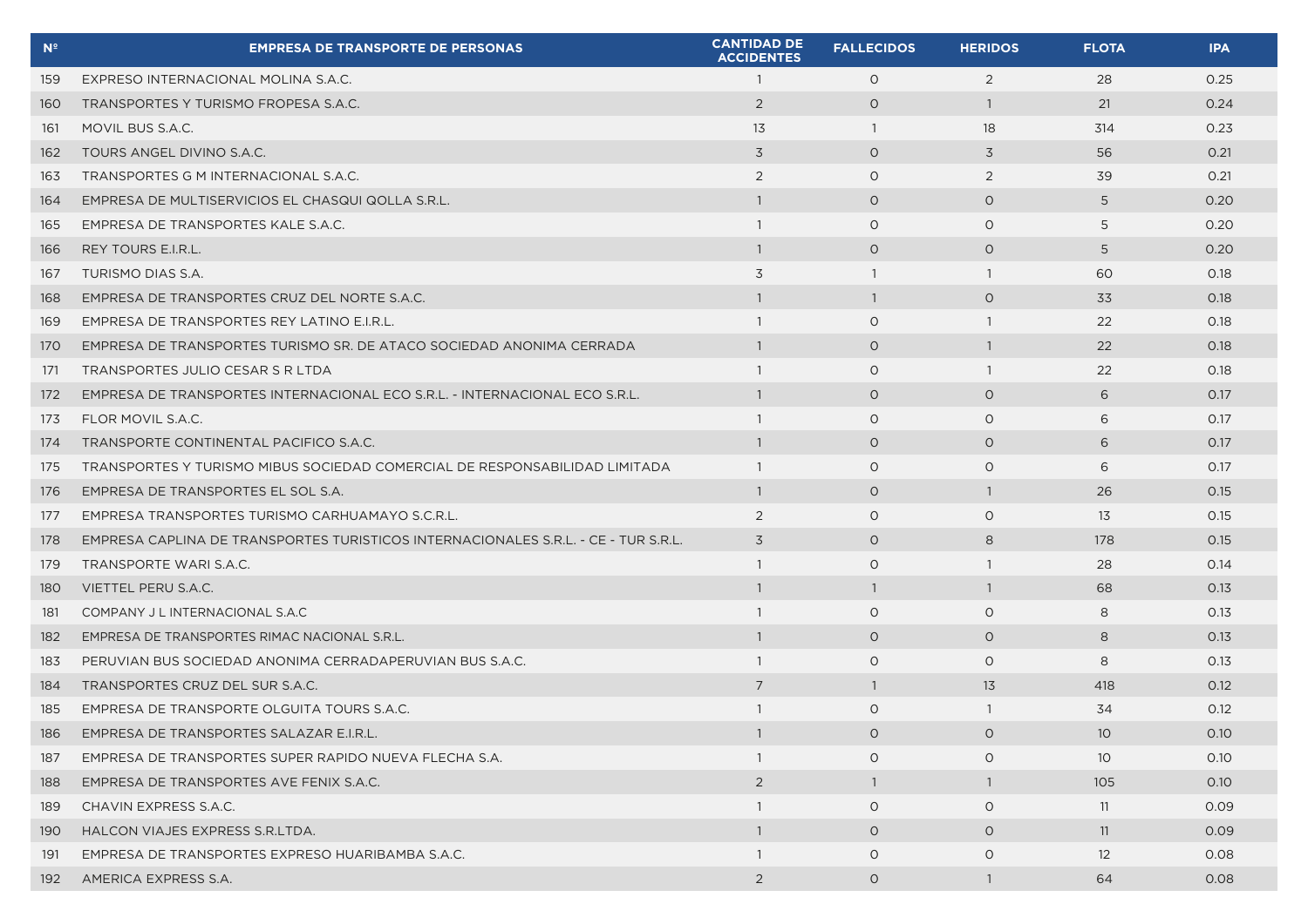| Nº | EMPRESA DE TRANSPORTE DE PERSONAS | CANTIDAD DE ACCIDENTES | FALLECIDOS | HERIDOS | FLOTA | IPA |
|---|---|---|---|---|---|---|
| 159 | EXPRESO INTERNACIONAL MOLINA S.A.C. | 1 | 0 | 2 | 28 | 0.25 |
| 160 | TRANSPORTES Y TURISMO FROPESA S.A.C. | 2 | 0 | 1 | 21 | 0.24 |
| 161 | MOVIL BUS S.A.C. | 13 | 1 | 18 | 314 | 0.23 |
| 162 | TOURS ANGEL DIVINO S.A.C. | 3 | 0 | 3 | 56 | 0.21 |
| 163 | TRANSPORTES G M INTERNACIONAL S.A.C. | 2 | 0 | 2 | 39 | 0.21 |
| 164 | EMPRESA DE MULTISERVICIOS EL CHASQUI QOLLA S.R.L. | 1 | 0 | 0 | 5 | 0.20 |
| 165 | EMPRESA DE TRANSPORTES KALE S.A.C. | 1 | 0 | 0 | 5 | 0.20 |
| 166 | REY TOURS E.I.R.L. | 1 | 0 | 0 | 5 | 0.20 |
| 167 | TURISMO DIAS S.A. | 3 | 1 | 1 | 60 | 0.18 |
| 168 | EMPRESA DE TRANSPORTES CRUZ DEL NORTE S.A.C. | 1 | 1 | 0 | 33 | 0.18 |
| 169 | EMPRESA DE TRANSPORTES REY LATINO E.I.R.L. | 1 | 0 | 1 | 22 | 0.18 |
| 170 | EMPRESA DE TRANSPORTES TURISMO SR. DE ATACO SOCIEDAD ANONIMA CERRADA | 1 | 0 | 1 | 22 | 0.18 |
| 171 | TRANSPORTES JULIO CESAR S R LTDA | 1 | 0 | 1 | 22 | 0.18 |
| 172 | EMPRESA DE TRANSPORTES INTERNACIONAL ECO S.R.L. - INTERNACIONAL ECO S.R.L. | 1 | 0 | 0 | 6 | 0.17 |
| 173 | FLOR MOVIL S.A.C. | 1 | 0 | 0 | 6 | 0.17 |
| 174 | TRANSPORTE CONTINENTAL PACIFICO S.A.C. | 1 | 0 | 0 | 6 | 0.17 |
| 175 | TRANSPORTES Y TURISMO MIBUS SOCIEDAD COMERCIAL DE RESPONSABILIDAD LIMITADA | 1 | 0 | 0 | 6 | 0.17 |
| 176 | EMPRESA DE TRANSPORTES EL SOL S.A. | 1 | 0 | 1 | 26 | 0.15 |
| 177 | EMPRESA TRANSPORTES TURISMO CARHUAMAYO S.C.R.L. | 2 | 0 | 0 | 13 | 0.15 |
| 178 | EMPRESA CAPLINA DE TRANSPORTES TURISTICOS INTERNACIONALES S.R.L. - CE - TUR S.R.L. | 3 | 0 | 8 | 178 | 0.15 |
| 179 | TRANSPORTE WARI S.A.C. | 1 | 0 | 1 | 28 | 0.14 |
| 180 | VIETTEL PERU S.A.C. | 1 | 1 | 1 | 68 | 0.13 |
| 181 | COMPANY J L INTERNACIONAL S.A.C | 1 | 0 | 0 | 8 | 0.13 |
| 182 | EMPRESA DE TRANSPORTES RIMAC NACIONAL S.R.L. | 1 | 0 | 0 | 8 | 0.13 |
| 183 | PERUVIAN BUS SOCIEDAD ANONIMA CERRADAPERUVIAN BUS S.A.C. | 1 | 0 | 0 | 8 | 0.13 |
| 184 | TRANSPORTES CRUZ DEL SUR S.A.C. | 7 | 1 | 13 | 418 | 0.12 |
| 185 | EMPRESA DE TRANSPORTE OLGUITA TOURS S.A.C. | 1 | 0 | 1 | 34 | 0.12 |
| 186 | EMPRESA DE TRANSPORTES SALAZAR E.I.R.L. | 1 | 0 | 0 | 10 | 0.10 |
| 187 | EMPRESA DE TRANSPORTES SUPER RAPIDO NUEVA FLECHA S.A. | 1 | 0 | 0 | 10 | 0.10 |
| 188 | EMPRESA DE TRANSPORTES AVE FENIX S.A.C. | 2 | 1 | 1 | 105 | 0.10 |
| 189 | CHAVIN EXPRESS S.A.C. | 1 | 0 | 0 | 11 | 0.09 |
| 190 | HALCON VIAJES EXPRESS S.R.LTDA. | 1 | 0 | 0 | 11 | 0.09 |
| 191 | EMPRESA DE TRANSPORTES EXPRESO HUARIBAMBA S.A.C. | 1 | 0 | 0 | 12 | 0.08 |
| 192 | AMERICA EXPRESS S.A. | 2 | 0 | 1 | 64 | 0.08 |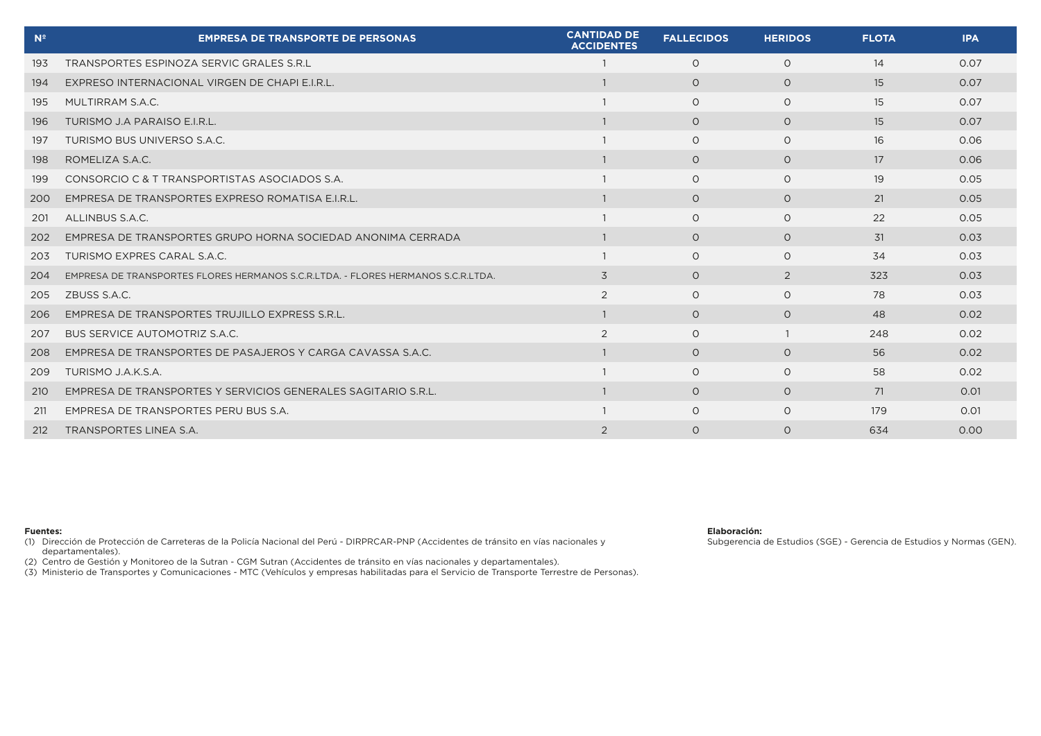| Nº | EMPRESA DE TRANSPORTE DE PERSONAS | CANTIDAD DE ACCIDENTES | FALLECIDOS | HERIDOS | FLOTA | IPA |
|---|---|---|---|---|---|---|
| 193 | TRANSPORTES ESPINOZA SERVIC GRALES S.R.L | 1 | 0 | 0 | 14 | 0.07 |
| 194 | EXPRESO INTERNACIONAL VIRGEN DE CHAPI E.I.R.L. | 1 | 0 | 0 | 15 | 0.07 |
| 195 | MULTIRRAM S.A.C. | 1 | 0 | 0 | 15 | 0.07 |
| 196 | TURISMO J.A PARAISO E.I.R.L. | 1 | 0 | 0 | 15 | 0.07 |
| 197 | TURISMO BUS UNIVERSO S.A.C. | 1 | 0 | 0 | 16 | 0.06 |
| 198 | ROMELIZA S.A.C. | 1 | 0 | 0 | 17 | 0.06 |
| 199 | CONSORCIO C & T TRANSPORTISTAS ASOCIADOS S.A. | 1 | 0 | 0 | 19 | 0.05 |
| 200 | EMPRESA DE TRANSPORTES EXPRESO ROMATISA E.I.R.L. | 1 | 0 | 0 | 21 | 0.05 |
| 201 | ALLINBUS S.A.C. | 1 | 0 | 0 | 22 | 0.05 |
| 202 | EMPRESA DE TRANSPORTES GRUPO HORNA SOCIEDAD ANONIMA CERRADA | 1 | 0 | 0 | 31 | 0.03 |
| 203 | TURISMO EXPRES CARAL S.A.C. | 1 | 0 | 0 | 34 | 0.03 |
| 204 | EMPRESA DE TRANSPORTES FLORES HERMANOS S.C.R.LTDA. - FLORES HERMANOS S.C.R.LTDA. | 3 | 0 | 2 | 323 | 0.03 |
| 205 | ZBUSS S.A.C. | 2 | 0 | 0 | 78 | 0.03 |
| 206 | EMPRESA DE TRANSPORTES TRUJILLO EXPRESS S.R.L. | 1 | 0 | 0 | 48 | 0.02 |
| 207 | BUS SERVICE AUTOMOTRIZ S.A.C. | 2 | 0 | 1 | 248 | 0.02 |
| 208 | EMPRESA DE TRANSPORTES DE PASAJEROS Y CARGA CAVASSA S.A.C. | 1 | 0 | 0 | 56 | 0.02 |
| 209 | TURISMO J.A.K.S.A. | 1 | 0 | 0 | 58 | 0.02 |
| 210 | EMPRESA DE TRANSPORTES Y SERVICIOS GENERALES SAGITARIO S.R.L. | 1 | 0 | 0 | 71 | 0.01 |
| 211 | EMPRESA DE TRANSPORTES PERU BUS S.A. | 1 | 0 | 0 | 179 | 0.01 |
| 212 | TRANSPORTES LINEA S.A. | 2 | 0 | 0 | 634 | 0.00 |

**Fuentes:**

(1) Dirección de Protección de Carreteras de la Policía Nacional del Perú - DIRPRCAR-PNP (Accidentes de tránsito en vías nacionales y departamentales).
(2) Centro de Gestión y Monitoreo de la Sutran - CGM Sutran (Accidentes de tránsito en vías nacionales y departamentales).
(3) Ministerio de Transportes y Comunicaciones - MTC (Vehículos y empresas habilitadas para el Servicio de Transporte Terrestre de Personas).

**Elaboración:**
Subgerencia de Estudios (SGE) - Gerencia de Estudios y Normas (GEN).